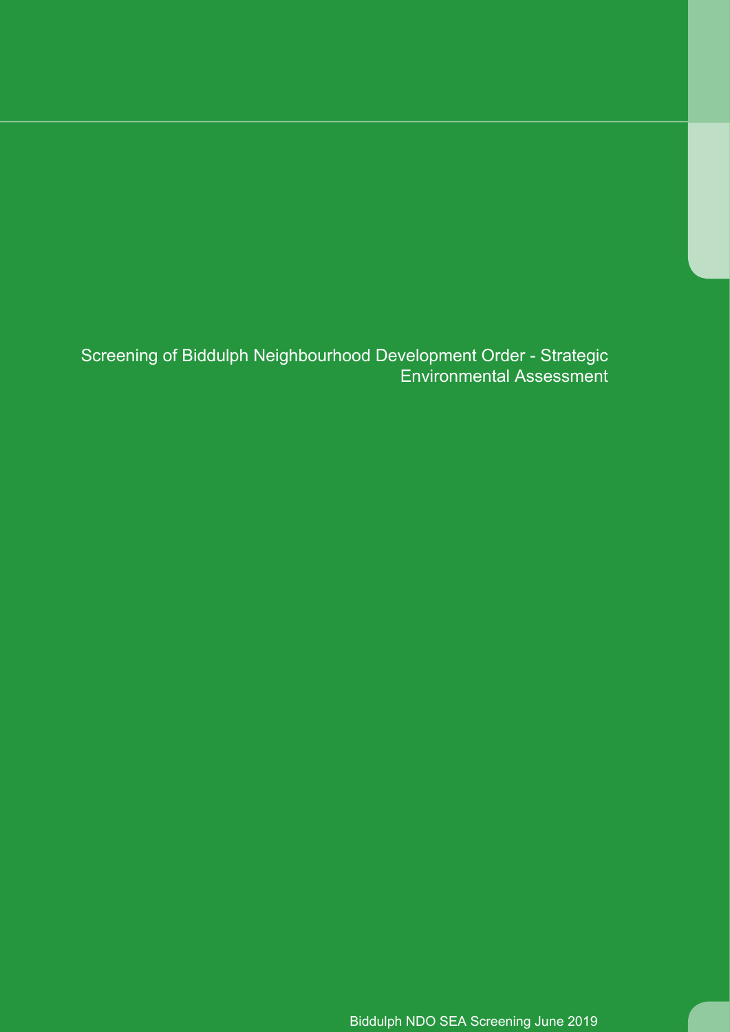# Screening of Biddulph Neighbourhood Development Order - Strategic Environmental Assessment

Biddulph NDO SEA Screening June 2019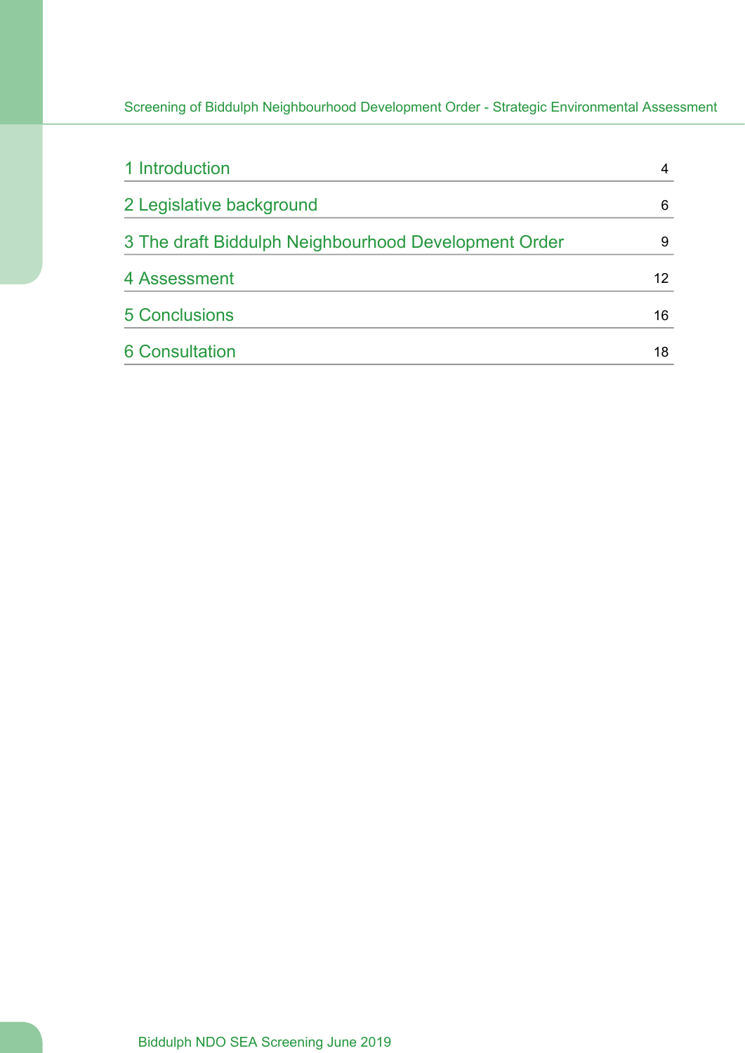| | |
|---|---|
| 1 Introduction | 4 |
| 2 Legislative background | 6 |
| 3 The draft Biddulph Neighbourhood Development Order | 9 |
| 4 Assessment | 12 |
| 5 Conclusions | 16 |
| 6 Consultation | 18 |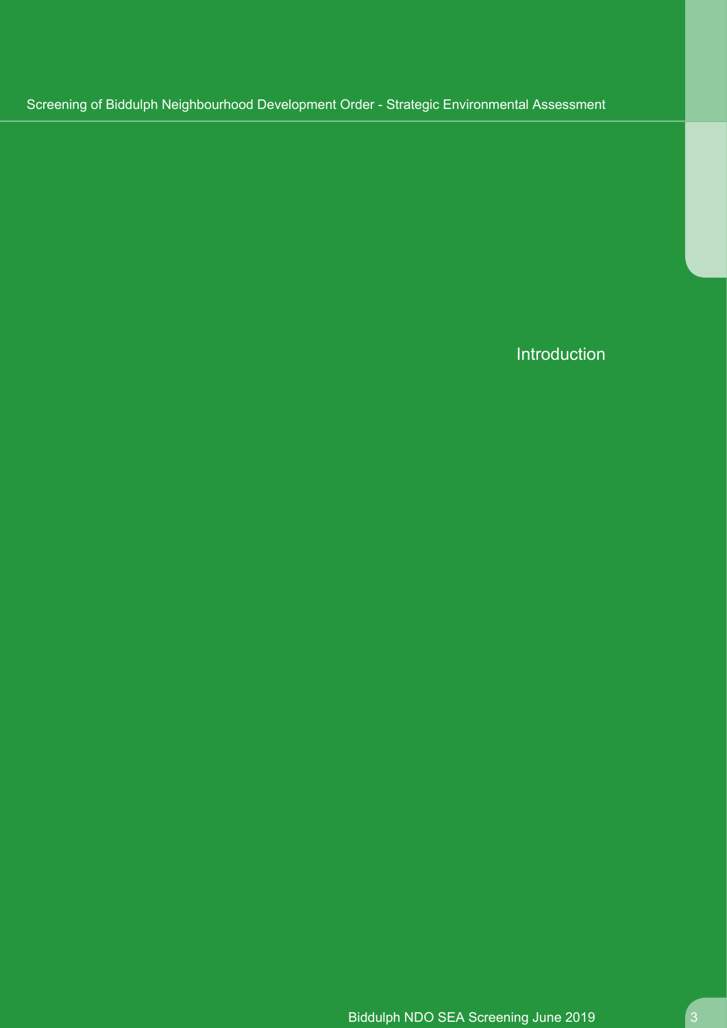# Introduction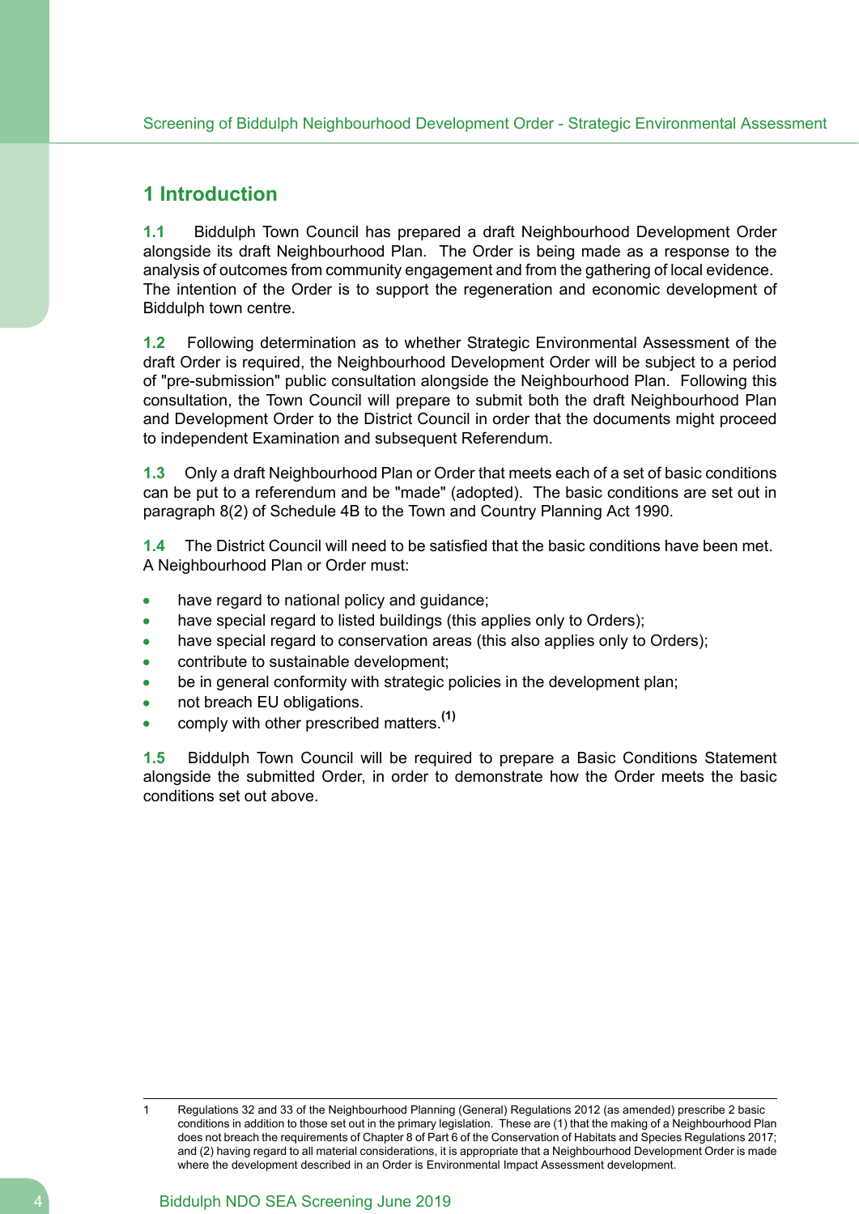# 1 Introduction

**1.1** Biddulph Town Council has prepared a draft Neighbourhood Development Order alongside its draft Neighbourhood Plan. The Order is being made as a response to the analysis of outcomes from community engagement and from the gathering of local evidence. The intention of the Order is to support the regeneration and economic development of Biddulph town centre.

**1.2** Following determination as to whether Strategic Environmental Assessment of the draft Order is required, the Neighbourhood Development Order will be subject to a period of "pre-submission" public consultation alongside the Neighbourhood Plan. Following this consultation, the Town Council will prepare to submit both the draft Neighbourhood Plan and Development Order to the District Council in order that the documents might proceed to independent Examination and subsequent Referendum.

**1.3** Only a draft Neighbourhood Plan or Order that meets each of a set of basic conditions can be put to a referendum and be "made" (adopted). The basic conditions are set out in paragraph 8(2) of Schedule 4B to the Town and Country Planning Act 1990.

**1.4** The District Council will need to be satisfied that the basic conditions have been met. A Neighbourhood Plan or Order must:

- have regard to national policy and guidance;
- have special regard to listed buildings (this applies only to Orders);
- have special regard to conservation areas (this also applies only to Orders);
- contribute to sustainable development;
- be in general conformity with strategic policies in the development plan;
- not breach EU obligations.
- comply with other prescribed matters.[1]

**1.5** Biddulph Town Council will be required to prepare a Basic Conditions Statement alongside the submitted Order, in order to demonstrate how the Order meets the basic conditions set out above.

---

1 Regulations 32 and 33 of the Neighbourhood Planning (General) Regulations 2012 (as amended) prescribe 2 basic conditions in addition to those set out in the primary legislation. These are (1) that the making of a Neighbourhood Plan does not breach the requirements of Chapter 8 of Part 6 of the Conservation of Habitats and Species Regulations 2017; and (2) having regard to all material considerations, it is appropriate that a Neighbourhood Development Order is made where the development described in an Order is Environmental Impact Assessment development.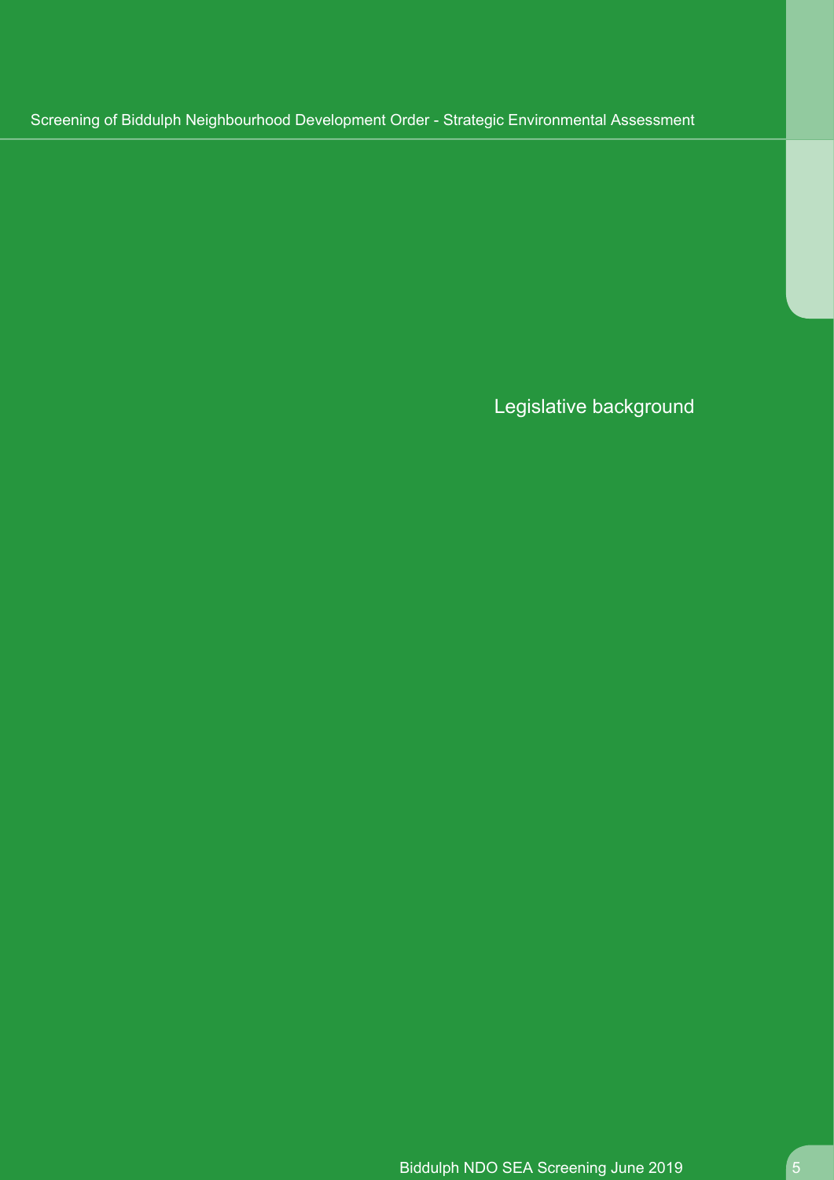# Legislative background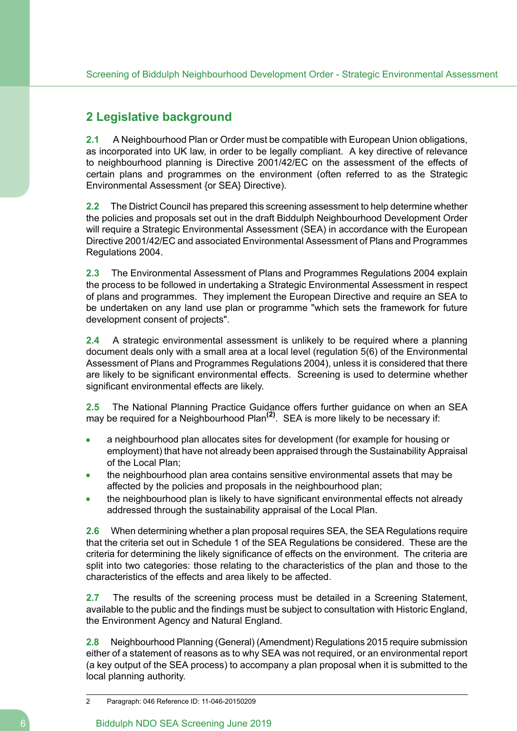## 2 Legislative background

**2.1** A Neighbourhood Plan or Order must be compatible with European Union obligations, as incorporated into UK law, in order to be legally compliant. A key directive of relevance to neighbourhood planning is Directive 2001/42/EC on the assessment of the effects of certain plans and programmes on the environment (often referred to as the Strategic Environmental Assessment {or SEA} Directive).

**2.2** The District Council has prepared this screening assessment to help determine whether the policies and proposals set out in the draft Biddulph Neighbourhood Development Order will require a Strategic Environmental Assessment (SEA) in accordance with the European Directive 2001/42/EC and associated Environmental Assessment of Plans and Programmes Regulations 2004.

**2.3** The Environmental Assessment of Plans and Programmes Regulations 2004 explain the process to be followed in undertaking a Strategic Environmental Assessment in respect of plans and programmes. They implement the European Directive and require an SEA to be undertaken on any land use plan or programme "which sets the framework for future development consent of projects".

**2.4** A strategic environmental assessment is unlikely to be required where a planning document deals only with a small area at a local level (regulation 5(6) of the Environmental Assessment of Plans and Programmes Regulations 2004), unless it is considered that there are likely to be significant environmental effects. Screening is used to determine whether significant environmental effects are likely.

**2.5** The National Planning Practice Guidance offers further guidance on when an SEA may be required for a Neighbourhood Plan[2]. SEA is more likely to be necessary if:

- a neighbourhood plan allocates sites for development (for example for housing or employment) that have not already been appraised through the Sustainability Appraisal of the Local Plan;
- the neighbourhood plan area contains sensitive environmental assets that may be affected by the policies and proposals in the neighbourhood plan;
- the neighbourhood plan is likely to have significant environmental effects not already addressed through the sustainability appraisal of the Local Plan.

**2.6** When determining whether a plan proposal requires SEA, the SEA Regulations require that the criteria set out in Schedule 1 of the SEA Regulations be considered. These are the criteria for determining the likely significance of effects on the environment. The criteria are split into two categories: those relating to the characteristics of the plan and those to the characteristics of the effects and area likely to be affected.

**2.7** The results of the screening process must be detailed in a Screening Statement, available to the public and the findings must be subject to consultation with Historic England, the Environment Agency and Natural England.

**2.8** Neighbourhood Planning (General) (Amendment) Regulations 2015 require submission either of a statement of reasons as to why SEA was not required, or an environmental report (a key output of the SEA process) to accompany a plan proposal when it is submitted to the local planning authority.

---

2 Paragraph: 046 Reference ID: 11-046-20150209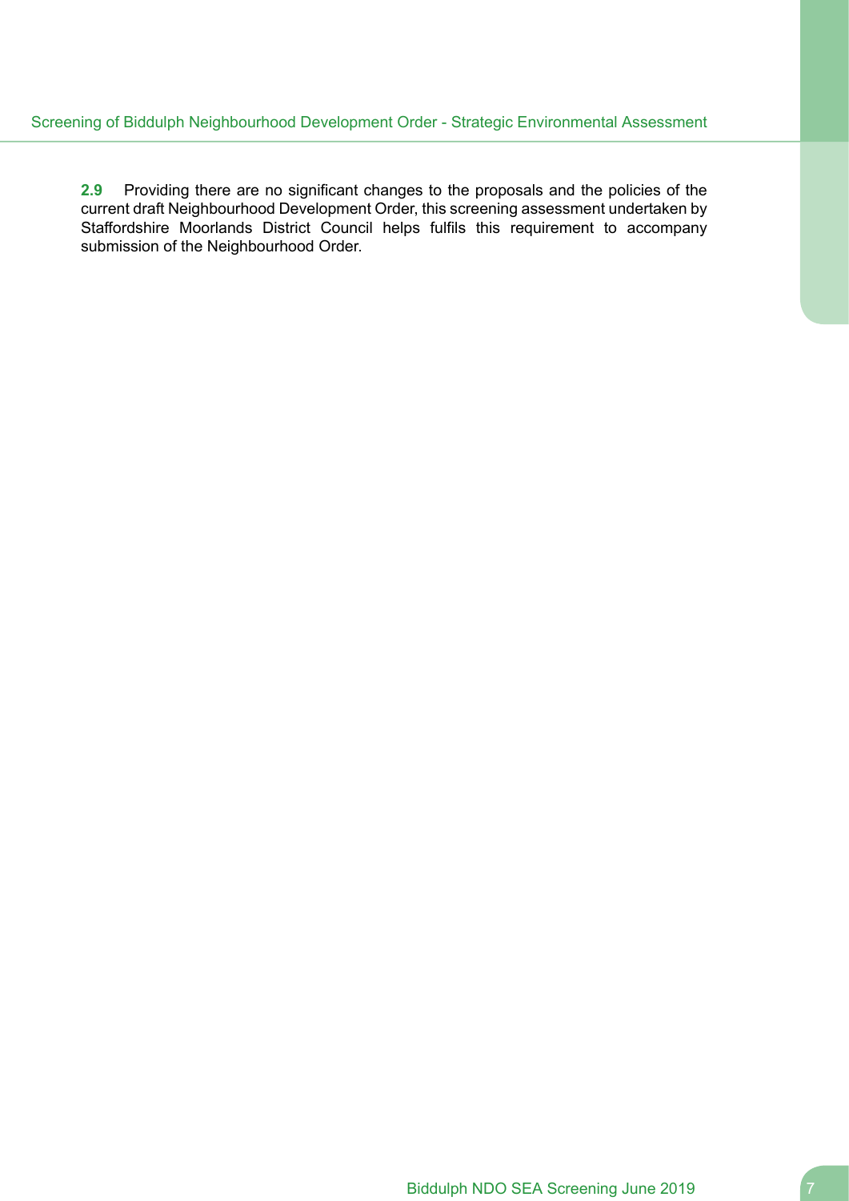**2.9** Providing there are no significant changes to the proposals and the policies of the current draft Neighbourhood Development Order, this screening assessment undertaken by Staffordshire Moorlands District Council helps fulfils this requirement to accompany submission of the Neighbourhood Order.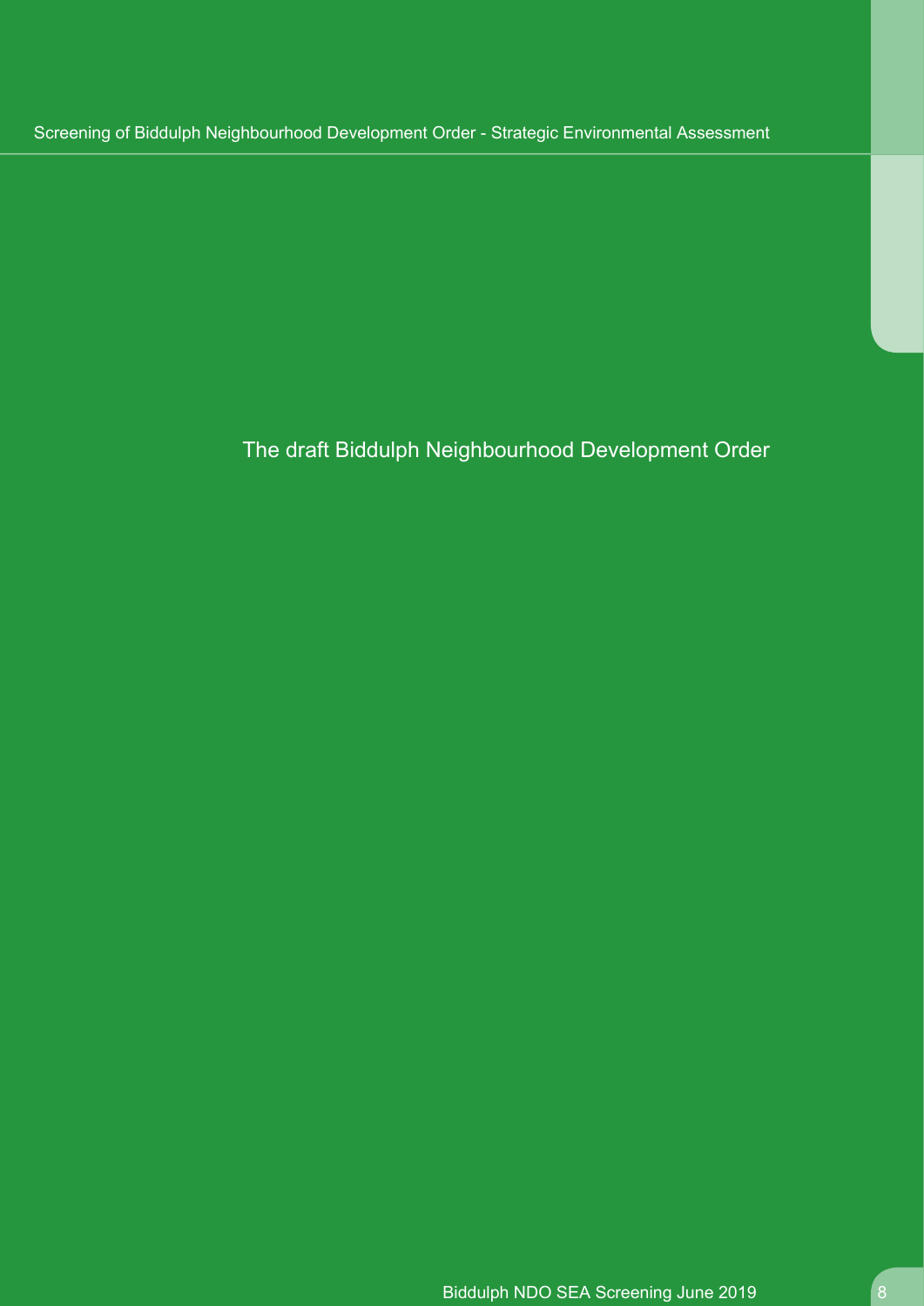# The draft Biddulph Neighbourhood Development Order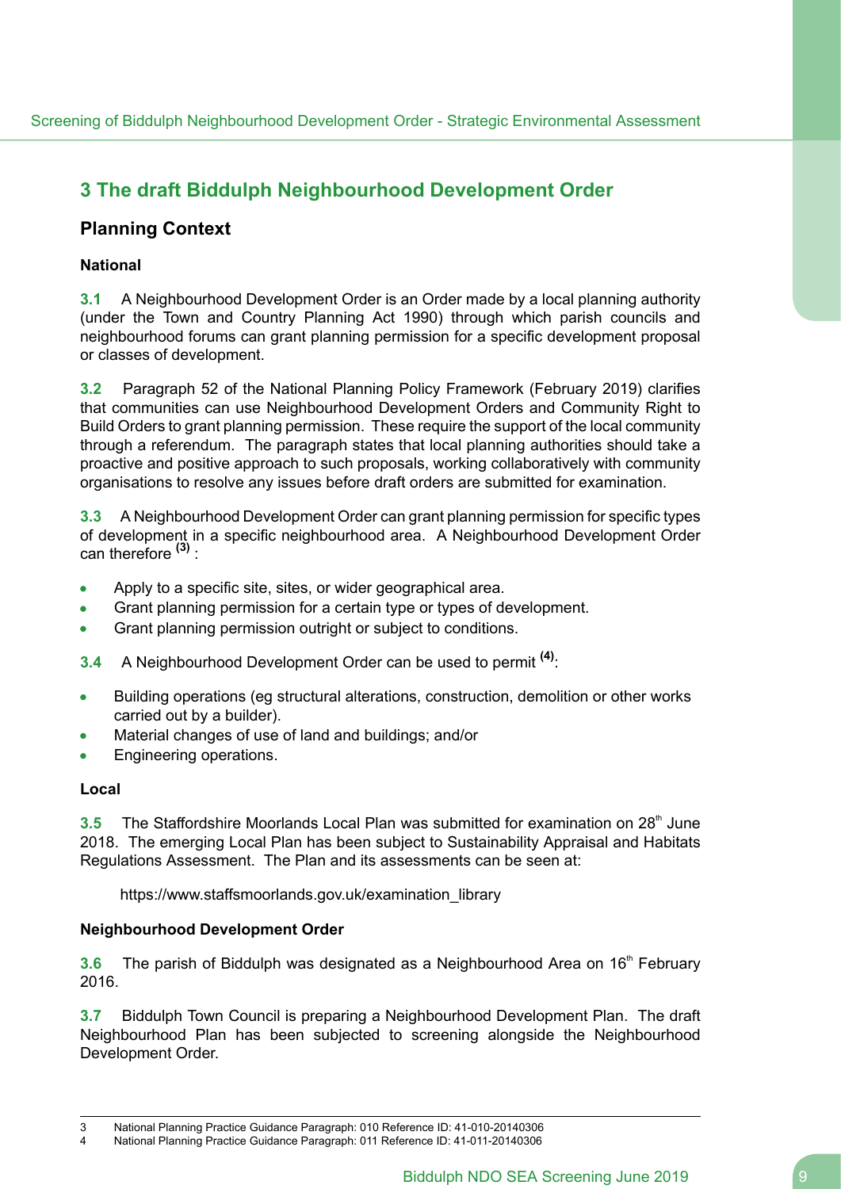## 3 The draft Biddulph Neighbourhood Development Order

### Planning Context

#### National

**3.1** A Neighbourhood Development Order is an Order made by a local planning authority (under the Town and Country Planning Act 1990) through which parish councils and neighbourhood forums can grant planning permission for a specific development proposal or classes of development.

**3.2** Paragraph 52 of the National Planning Policy Framework (February 2019) clarifies that communities can use Neighbourhood Development Orders and Community Right to Build Orders to grant planning permission. These require the support of the local community through a referendum. The paragraph states that local planning authorities should take a proactive and positive approach to such proposals, working collaboratively with community organisations to resolve any issues before draft orders are submitted for examination.

**3.3** A Neighbourhood Development Order can grant planning permission for specific types of development in a specific neighbourhood area. A Neighbourhood Development Order can therefore [3] :

- Apply to a specific site, sites, or wider geographical area.
- Grant planning permission for a certain type or types of development.
- Grant planning permission outright or subject to conditions.

**3.4** A Neighbourhood Development Order can be used to permit [4]:

- Building operations (eg structural alterations, construction, demolition or other works carried out by a builder).
- Material changes of use of land and buildings; and/or
- Engineering operations.

#### Local

**3.5** The Staffordshire Moorlands Local Plan was submitted for examination on 28th June 2018. The emerging Local Plan has been subject to Sustainability Appraisal and Habitats Regulations Assessment. The Plan and its assessments can be seen at:

https://www.staffsmoorlands.gov.uk/examination_library

#### Neighbourhood Development Order

**3.6** The parish of Biddulph was designated as a Neighbourhood Area on 16th February 2016.

**3.7** Biddulph Town Council is preparing a Neighbourhood Development Plan. The draft Neighbourhood Plan has been subjected to screening alongside the Neighbourhood Development Order.

---

3 National Planning Practice Guidance Paragraph: 010 Reference ID: 41-010-20140306

4 National Planning Practice Guidance Paragraph: 011 Reference ID: 41-011-20140306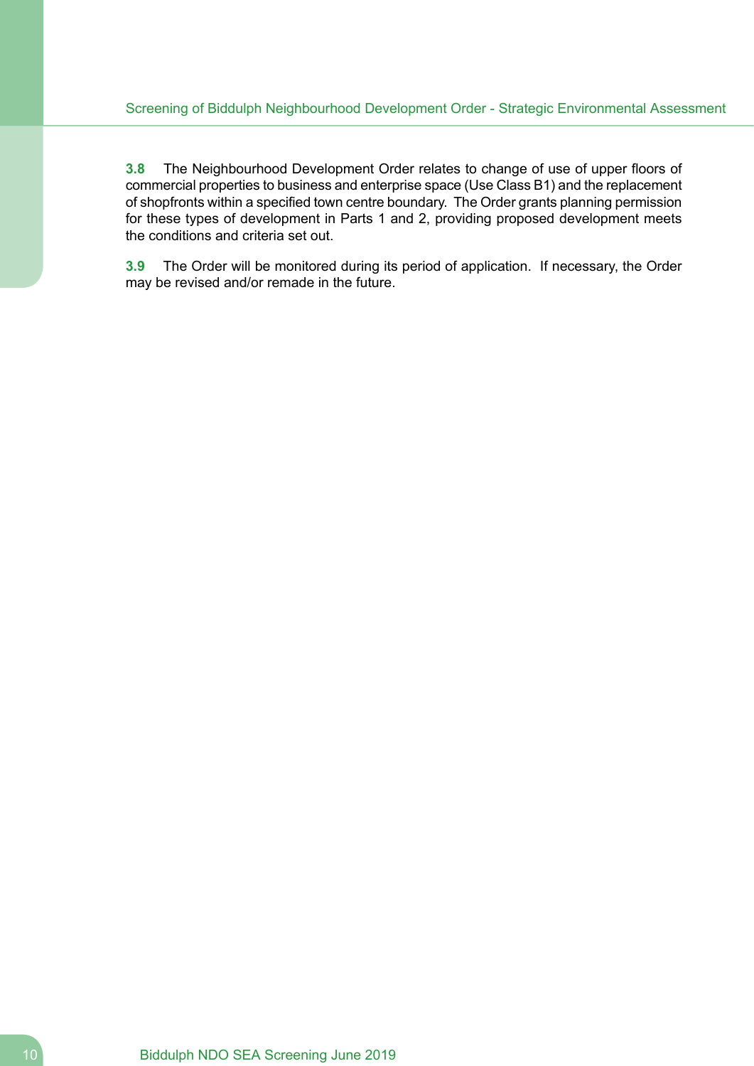**3.8** The Neighbourhood Development Order relates to change of use of upper floors of commercial properties to business and enterprise space (Use Class B1) and the replacement of shopfronts within a specified town centre boundary. The Order grants planning permission for these types of development in Parts 1 and 2, providing proposed development meets the conditions and criteria set out.

**3.9** The Order will be monitored during its period of application. If necessary, the Order may be revised and/or remade in the future.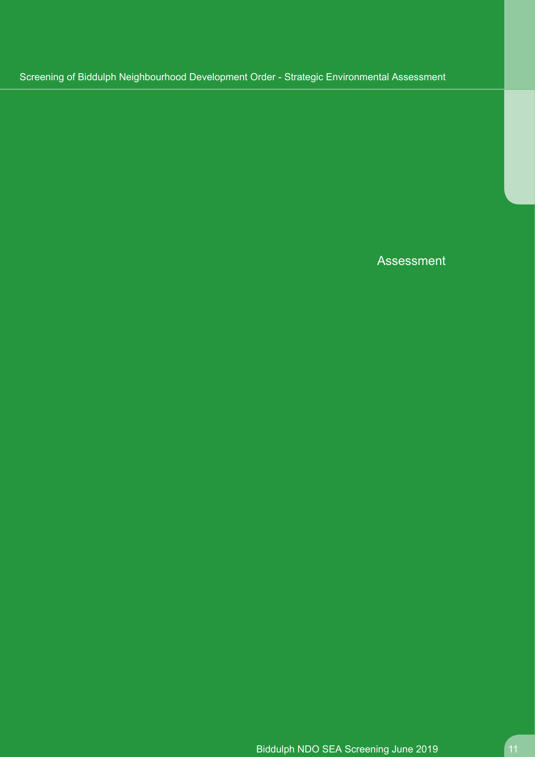# Assessment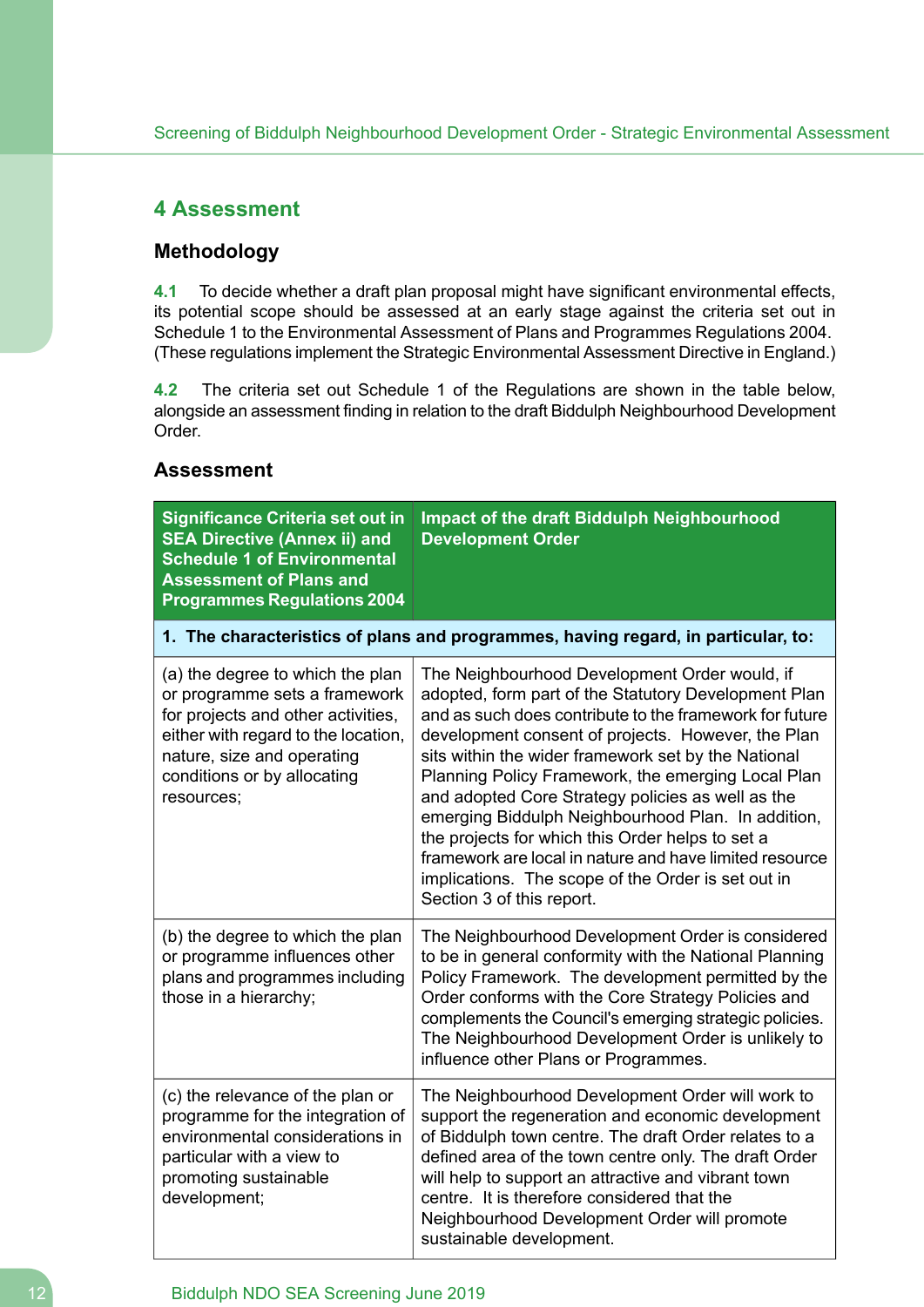## 4 Assessment

### Methodology

**4.1** To decide whether a draft plan proposal might have significant environmental effects, its potential scope should be assessed at an early stage against the criteria set out in Schedule 1 to the Environmental Assessment of Plans and Programmes Regulations 2004. (These regulations implement the Strategic Environmental Assessment Directive in England.)

**4.2** The criteria set out Schedule 1 of the Regulations are shown in the table below, alongside an assessment finding in relation to the draft Biddulph Neighbourhood Development Order.

### Assessment

| Significance Criteria set out in SEA Directive (Annex ii) and Schedule 1 of Environmental Assessment of Plans and Programmes Regulations 2004 | Impact of the draft Biddulph Neighbourhood Development Order |
|---|---|
| **1. The characteristics of plans and programmes, having regard, in particular, to:** | |
| (a) the degree to which the plan or programme sets a framework for projects and other activities, either with regard to the location, nature, size and operating conditions or by allocating resources; | The Neighbourhood Development Order would, if adopted, form part of the Statutory Development Plan and as such does contribute to the framework for future development consent of projects. However, the Plan sits within the wider framework set by the National Planning Policy Framework, the emerging Local Plan and adopted Core Strategy policies as well as the emerging Biddulph Neighbourhood Plan. In addition, the projects for which this Order helps to set a framework are local in nature and have limited resource implications. The scope of the Order is set out in Section 3 of this report. |
| (b) the degree to which the plan or programme influences other plans and programmes including those in a hierarchy; | The Neighbourhood Development Order is considered to be in general conformity with the National Planning Policy Framework. The development permitted by the Order conforms with the Core Strategy Policies and complements the Council's emerging strategic policies. The Neighbourhood Development Order is unlikely to influence other Plans or Programmes. |
| (c) the relevance of the plan or programme for the integration of environmental considerations in particular with a view to promoting sustainable development; | The Neighbourhood Development Order will work to support the regeneration and economic development of Biddulph town centre. The draft Order relates to a defined area of the town centre only. The draft Order will help to support an attractive and vibrant town centre. It is therefore considered that the Neighbourhood Development Order will promote sustainable development. |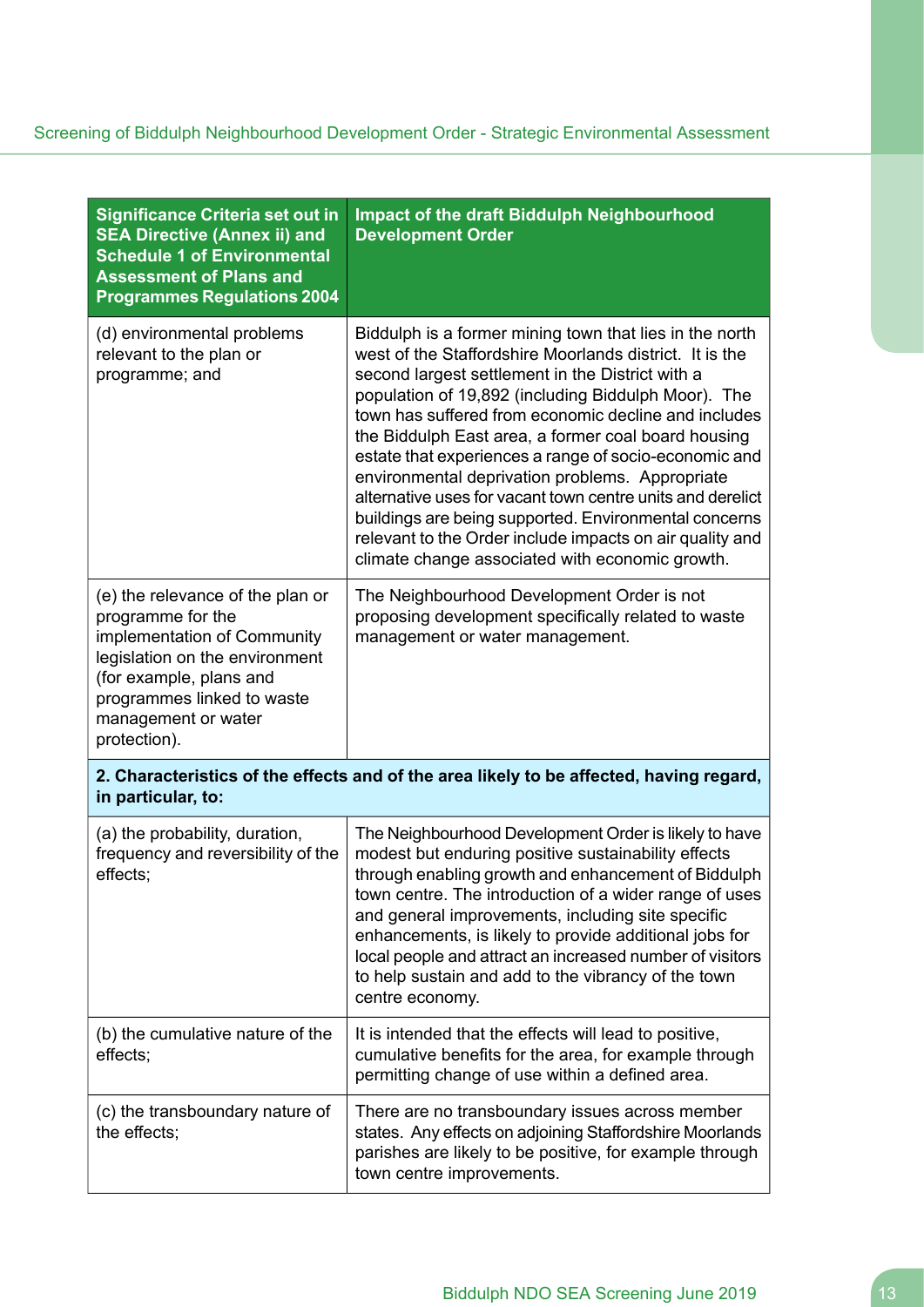| Significance Criteria set out in SEA Directive (Annex ii) and Schedule 1 of Environmental Assessment of Plans and Programmes Regulations 2004 | Impact of the draft Biddulph Neighbourhood Development Order |
|---|---|
| (d) environmental problems relevant to the plan or programme; and | Biddulph is a former mining town that lies in the north west of the Staffordshire Moorlands district. It is the second largest settlement in the District with a population of 19,892 (including Biddulph Moor). The town has suffered from economic decline and includes the Biddulph East area, a former coal board housing estate that experiences a range of socio-economic and environmental deprivation problems. Appropriate alternative uses for vacant town centre units and derelict buildings are being supported. Environmental concerns relevant to the Order include impacts on air quality and climate change associated with economic growth. |
| (e) the relevance of the plan or programme for the implementation of Community legislation on the environment (for example, plans and programmes linked to waste management or water protection). | The Neighbourhood Development Order is not proposing development specifically related to waste management or water management. |
| **2. Characteristics of the effects and of the area likely to be affected, having regard, in particular, to:** | |
| (a) the probability, duration, frequency and reversibility of the effects; | The Neighbourhood Development Order is likely to have modest but enduring positive sustainability effects through enabling growth and enhancement of Biddulph town centre. The introduction of a wider range of uses and general improvements, including site specific enhancements, is likely to provide additional jobs for local people and attract an increased number of visitors to help sustain and add to the vibrancy of the town centre economy. |
| (b) the cumulative nature of the effects; | It is intended that the effects will lead to positive, cumulative benefits for the area, for example through permitting change of use within a defined area. |
| (c) the transboundary nature of the effects; | There are no transboundary issues across member states. Any effects on adjoining Staffordshire Moorlands parishes are likely to be positive, for example through town centre improvements. |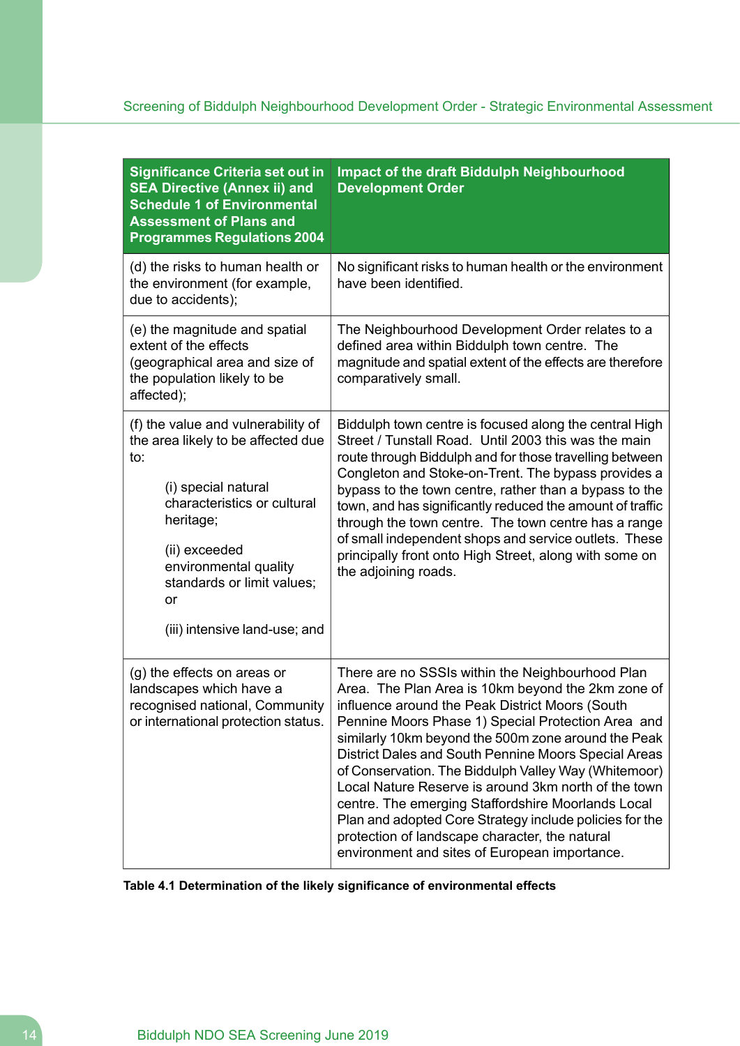| Significance Criteria set out in SEA Directive (Annex ii) and Schedule 1 of Environmental Assessment of Plans and Programmes Regulations 2004 | Impact of the draft Biddulph Neighbourhood Development Order |
|---|---|
| (d) the risks to human health or the environment (for example, due to accidents); | No significant risks to human health or the environment have been identified. |
| (e) the magnitude and spatial extent of the effects (geographical area and size of the population likely to be affected); | The Neighbourhood Development Order relates to a defined area within Biddulph town centre. The magnitude and spatial extent of the effects are therefore comparatively small. |
| (f) the value and vulnerability of the area likely to be affected due to:<br><br>(i) special natural characteristics or cultural heritage;<br><br>(ii) exceeded environmental quality standards or limit values; or<br><br>(iii) intensive land-use; and | Biddulph town centre is focused along the central High Street / Tunstall Road. Until 2003 this was the main route through Biddulph and for those travelling between Congleton and Stoke-on-Trent. The bypass provides a bypass to the town centre, rather than a bypass to the town, and has significantly reduced the amount of traffic through the town centre. The town centre has a range of small independent shops and service outlets. These principally front onto High Street, along with some on the adjoining roads. |
| (g) the effects on areas or landscapes which have a recognised national, Community or international protection status. | There are no SSSIs within the Neighbourhood Plan Area. The Plan Area is 10km beyond the 2km zone of influence around the Peak District Moors (South Pennine Moors Phase 1) Special Protection Area and similarly 10km beyond the 500m zone around the Peak District Dales and South Pennine Moors Special Areas of Conservation. The Biddulph Valley Way (Whitemoor) Local Nature Reserve is around 3km north of the town centre. The emerging Staffordshire Moorlands Local Plan and adopted Core Strategy include policies for the protection of landscape character, the natural environment and sites of European importance. |

**Table 4.1 Determination of the likely significance of environmental effects**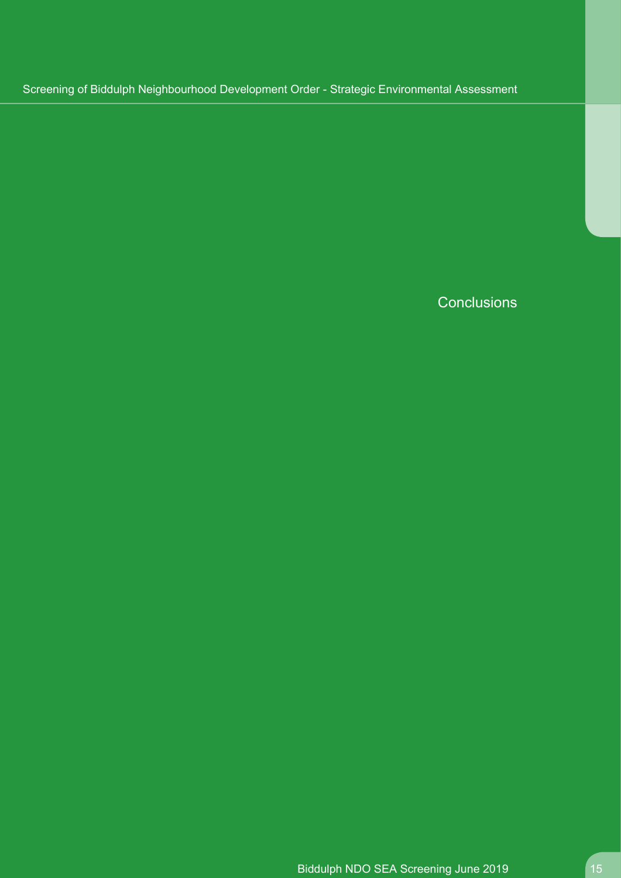# Conclusions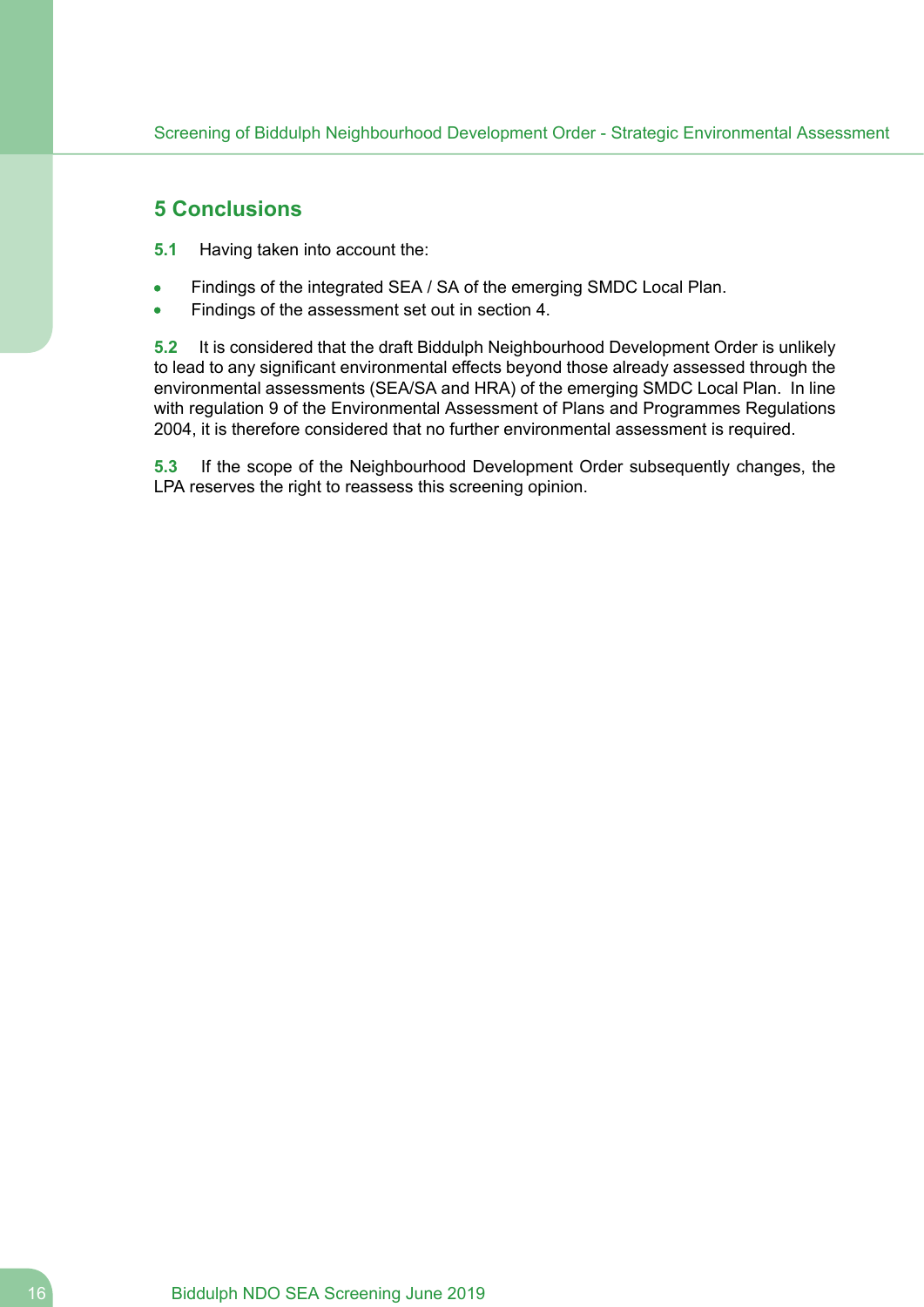## 5 Conclusions

**5.1** Having taken into account the:

- Findings of the integrated SEA / SA of the emerging SMDC Local Plan.
- Findings of the assessment set out in section 4.

**5.2** It is considered that the draft Biddulph Neighbourhood Development Order is unlikely to lead to any significant environmental effects beyond those already assessed through the environmental assessments (SEA/SA and HRA) of the emerging SMDC Local Plan. In line with regulation 9 of the Environmental Assessment of Plans and Programmes Regulations 2004, it is therefore considered that no further environmental assessment is required.

**5.3** If the scope of the Neighbourhood Development Order subsequently changes, the LPA reserves the right to reassess this screening opinion.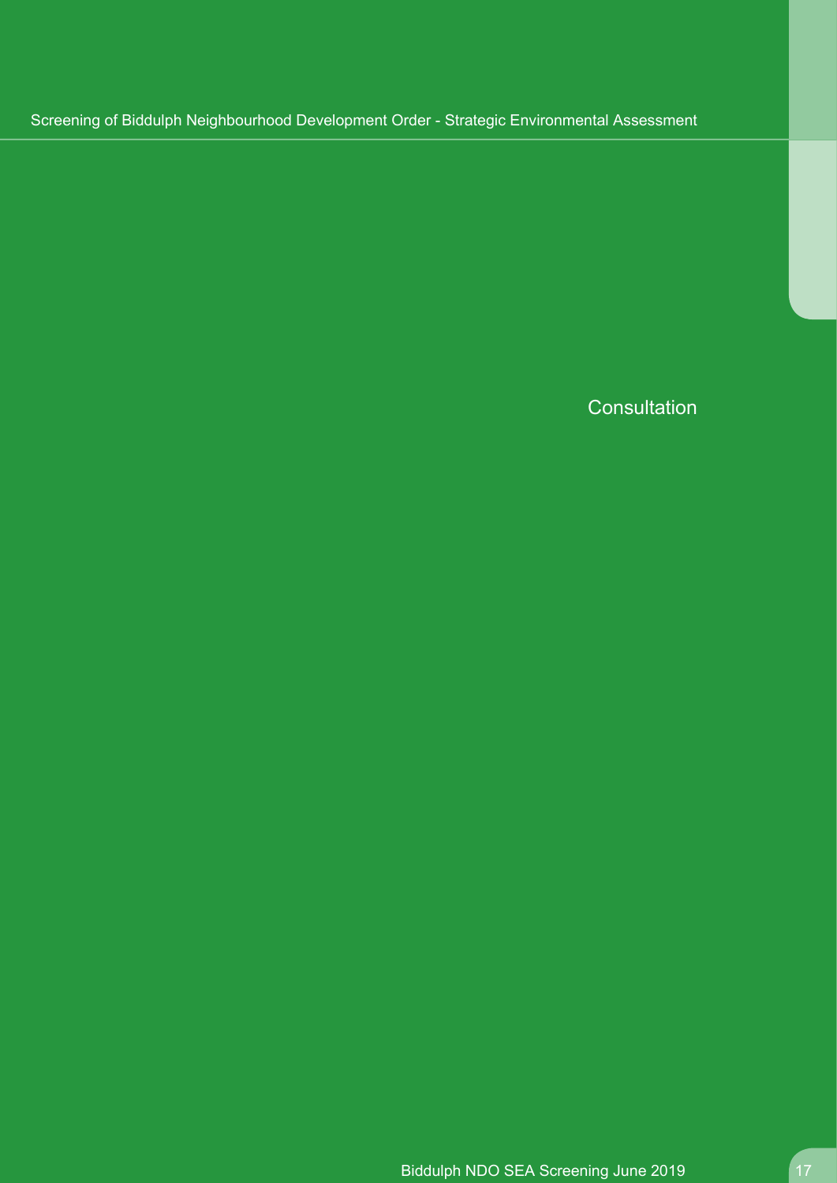# Consultation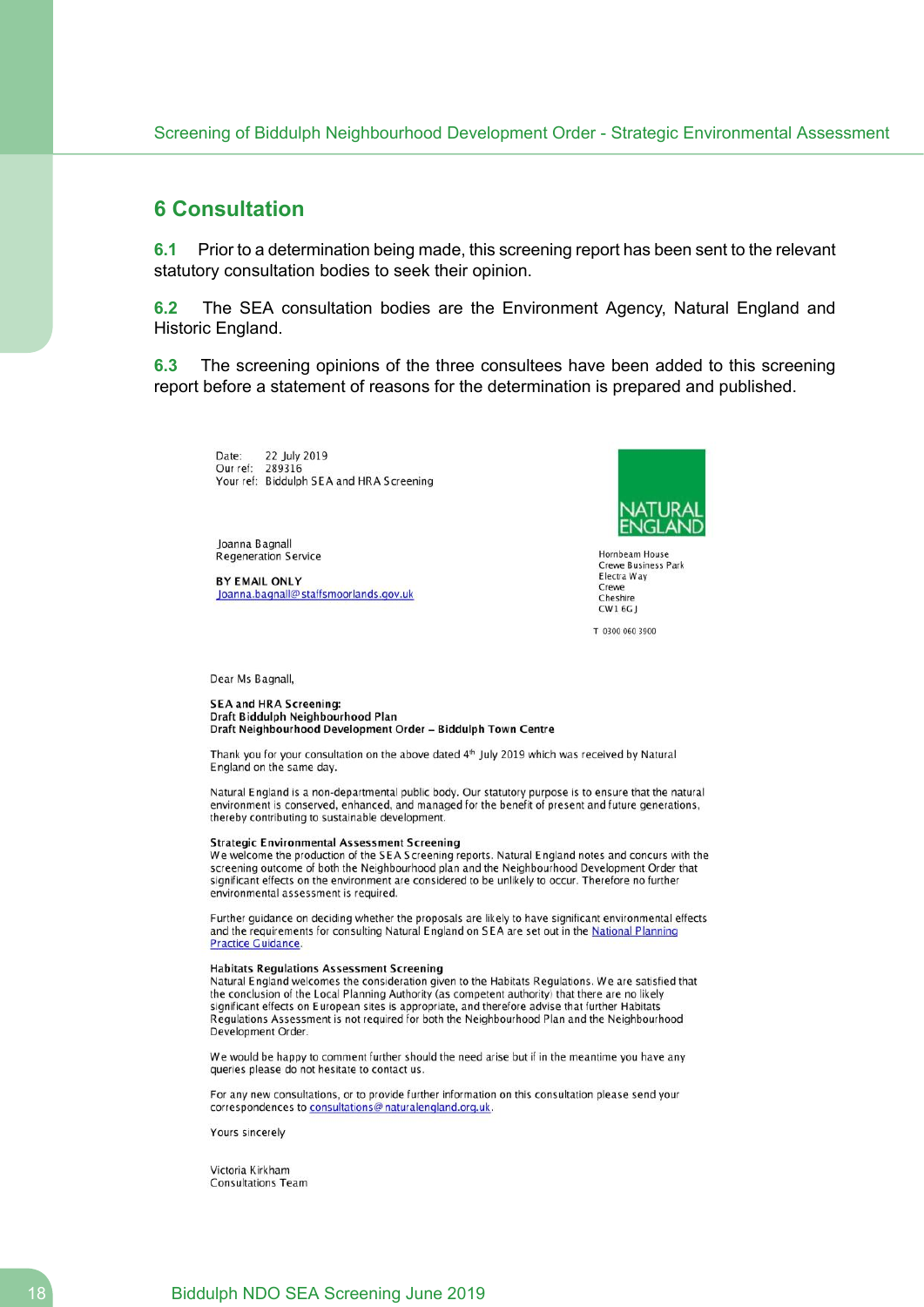## 6 Consultation

**6.1** Prior to a determination being made, this screening report has been sent to the relevant statutory consultation bodies to seek their opinion.

**6.2** The SEA consultation bodies are the Environment Agency, Natural England and Historic England.

**6.3** The screening opinions of the three consultees have been added to this screening report before a statement of reasons for the determination is prepared and published.

Date: 22 July 2019
Our ref: 289316
Your ref: Biddulph SEA and HRA Screening

NATURAL ENGLAND

Hornbeam House
Crewe Business Park
Electra Way
Crewe
Cheshire
CW1 6GJ

T 0300 060 3900

Joanna Bagnall
Regeneration Service

**BY EMAIL ONLY**
Joanna.bagnall@staffsmoorlands.gov.uk

Dear Ms Bagnall,

**SEA and HRA Screening:**
**Draft Biddulph Neighbourhood Plan**
**Draft Neighbourhood Development Order – Biddulph Town Centre**

Thank you for your consultation on the above dated 4th July 2019 which was received by Natural England on the same day.

Natural England is a non-departmental public body. Our statutory purpose is to ensure that the natural environment is conserved, enhanced, and managed for the benefit of present and future generations, thereby contributing to sustainable development.

**Strategic Environmental Assessment Screening**
We welcome the production of the SEA Screening reports. Natural England notes and concurs with the screening outcome of both the Neighbourhood plan and the Neighbourhood Development Order that significant effects on the environment are considered to be unlikely to occur. Therefore no further environmental assessment is required.

Further guidance on deciding whether the proposals are likely to have significant environmental effects and the requirements for consulting Natural England on SEA are set out in the National Planning Practice Guidance.

**Habitats Regulations Assessment Screening**
Natural England welcomes the consideration given to the Habitats Regulations. We are satisfied that the conclusion of the Local Planning Authority (as competent authority) that there are no likely significant effects on European sites is appropriate, and therefore advise that further Habitats Regulations Assessment is not required for both the Neighbourhood Plan and the Neighbourhood Development Order.

We would be happy to comment further should the need arise but if in the meantime you have any queries please do not hesitate to contact us.

For any new consultations, or to provide further information on this consultation please send your correspondences to consultations@naturalengland.org.uk.

Yours sincerely

Victoria Kirkham
Consultations Team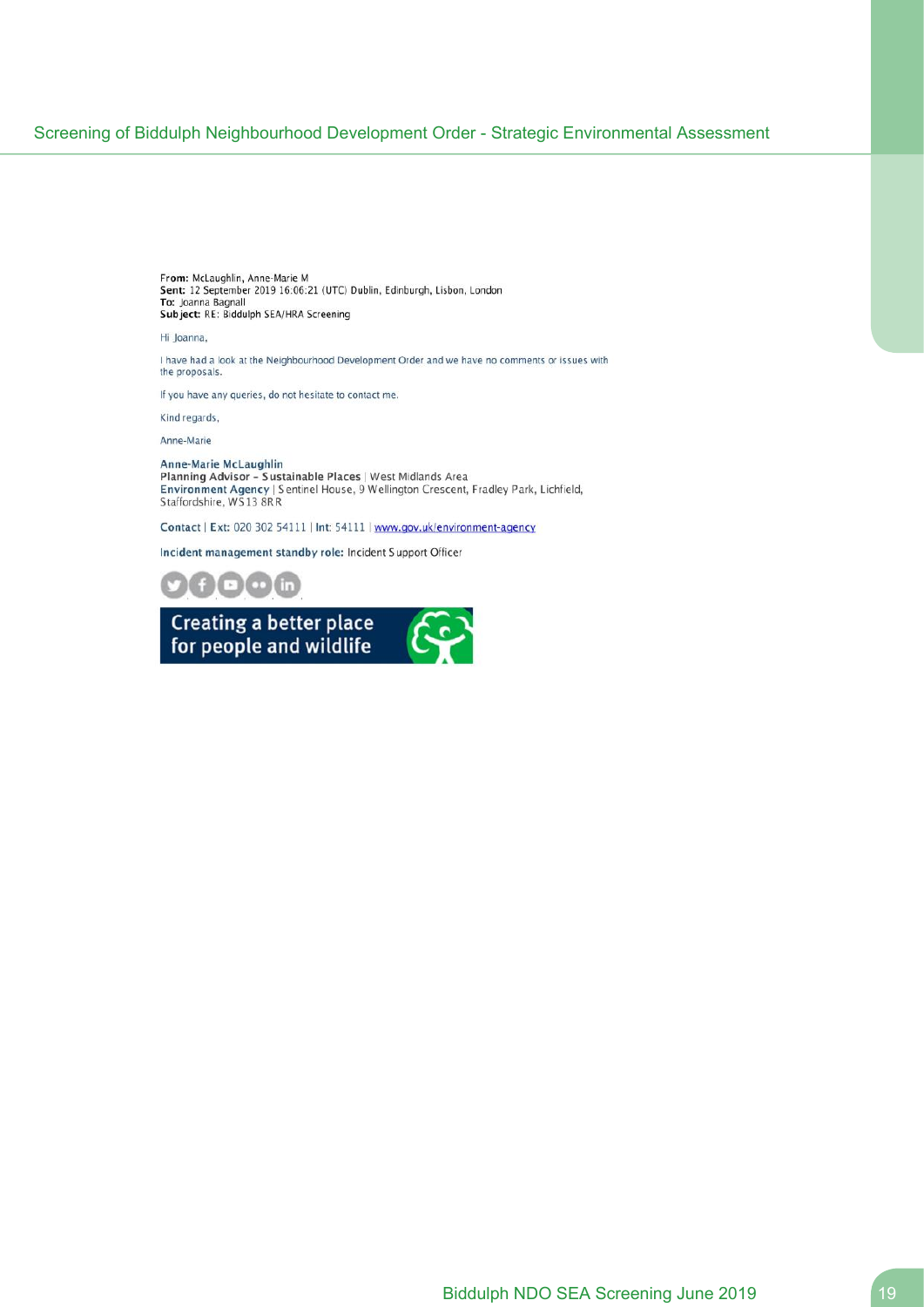**From:** McLaughlin, Anne-Marie M
**Sent:** 12 September 2019 16:06:21 (UTC) Dublin, Edinburgh, Lisbon, London
**To:** Joanna Bagnall
**Subject:** RE: Biddulph SEA/HRA Screening

Hi Joanna,

I have had a look at the Neighbourhood Development Order and we have no comments or issues with the proposals.

If you have any queries, do not hesitate to contact me.

Kind regards,

Anne-Marie

**Anne-Marie McLaughlin**
**Planning Advisor – Sustainable Places** | West Midlands Area
**Environment Agency** | Sentinel House, 9 Wellington Crescent, Fradley Park, Lichfield, Staffordshire, WS13 8RR

**Contact** | **Ext:** 020 302 54111 | **Int:** 54111 | www.gov.uk/environment-agency

**Incident management standby role:** Incident Support Officer

Creating a better place for people and wildlife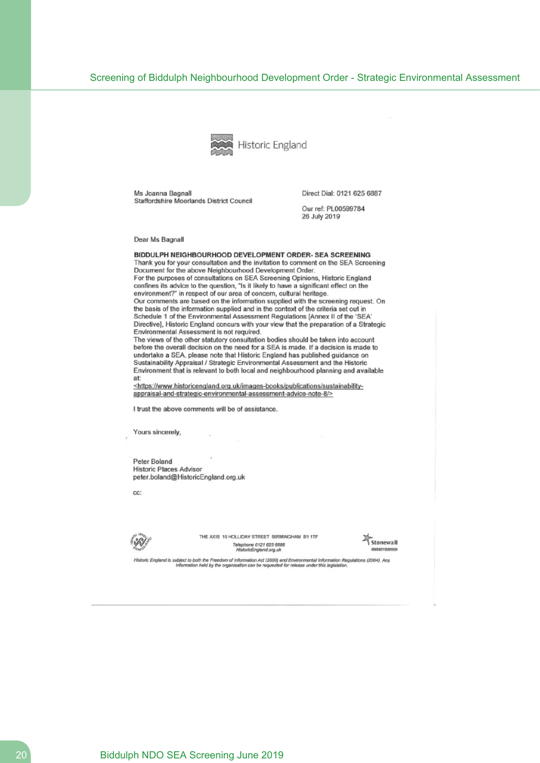Historic England

Ms Joanna Bagnall
Staffordshire Moorlands District Council

Direct Dial: 0121 625 6887

Our ref: PL00599784
26 July 2019

Dear Ms Bagnall

**BIDDULPH NEIGHBOURHOOD DEVELOPMENT ORDER- SEA SCREENING**

Thank you for your consultation and the invitation to comment on the SEA Screening Document for the above Neighbourhood Development Order.

For the purposes of consultations on SEA Screening Opinions, Historic England confines its advice to the question, "Is it likely to have a significant effect on the environment?" in respect of our area of concern, cultural heritage.

Our comments are based on the information supplied with the screening request. On the basis of the information supplied and in the context of the criteria set out in Schedule 1 of the Environmental Assessment Regulations [Annex II of the 'SEA' Directive], Historic England concurs with your view that the preparation of a Strategic Environmental Assessment is not required.

The views of the other statutory consultation bodies should be taken into account before the overall decision on the need for a SEA is made. If a decision is made to undertake a SEA, please note that Historic England has published guidance on Sustainability Appraisal / Strategic Environmental Assessment and the Historic Environment that is relevant to both local and neighbourhood planning and available at:
<https://www.historicengland.org.uk/images-books/publications/sustainability-appraisal-and-strategic-environmental-assessment-advice-note-8/>

I trust the above comments will be of assistance.

Yours sincerely,

Peter Boland
Historic Places Advisor
peter.boland@HistoricEngland.org.uk

cc:

THE AXIS 10 HOLLIDAY STREET BIRMINGHAM B1 1TF
*Telephone 0121 625 6888*
*HistoricEngland.org.uk*

Stonewall

*Historic England is subject to both the Freedom of Information Act (2000) and Environmental Information Regulations (2004). Any Information held by the organisation can be requested for release under this legislation.*